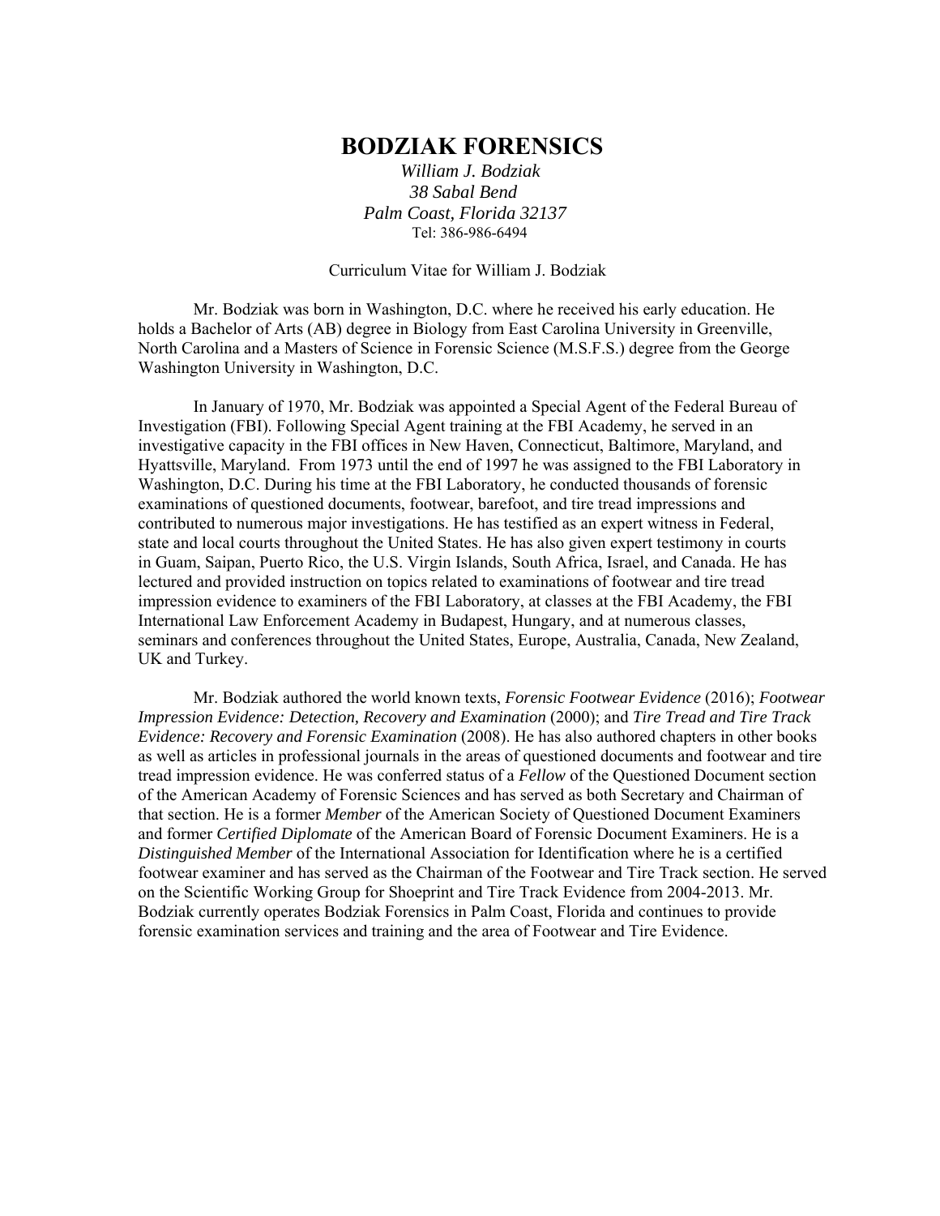# BODZIAK FORENSICS

*William J. Bodziak*
*38 Sabal Bend*
*Palm Coast, Florida 32137*
Tel: 386-986-6494

Curriculum Vitae for William J. Bodziak

Mr. Bodziak was born in Washington, D.C. where he received his early education. He holds a Bachelor of Arts (AB) degree in Biology from East Carolina University in Greenville, North Carolina and a Masters of Science in Forensic Science (M.S.F.S.) degree from the George Washington University in Washington, D.C.

In January of 1970, Mr. Bodziak was appointed a Special Agent of the Federal Bureau of Investigation (FBI). Following Special Agent training at the FBI Academy, he served in an investigative capacity in the FBI offices in New Haven, Connecticut, Baltimore, Maryland, and Hyattsville, Maryland. From 1973 until the end of 1997 he was assigned to the FBI Laboratory in Washington, D.C. During his time at the FBI Laboratory, he conducted thousands of forensic examinations of questioned documents, footwear, barefoot, and tire tread impressions and contributed to numerous major investigations. He has testified as an expert witness in Federal, state and local courts throughout the United States. He has also given expert testimony in courts in Guam, Saipan, Puerto Rico, the U.S. Virgin Islands, South Africa, Israel, and Canada. He has lectured and provided instruction on topics related to examinations of footwear and tire tread impression evidence to examiners of the FBI Laboratory, at classes at the FBI Academy, the FBI International Law Enforcement Academy in Budapest, Hungary, and at numerous classes, seminars and conferences throughout the United States, Europe, Australia, Canada, New Zealand, UK and Turkey.

Mr. Bodziak authored the world known texts, *Forensic Footwear Evidence* (2016); *Footwear Impression Evidence: Detection, Recovery and Examination* (2000); and *Tire Tread and Tire Track Evidence: Recovery and Forensic Examination* (2008). He has also authored chapters in other books as well as articles in professional journals in the areas of questioned documents and footwear and tire tread impression evidence. He was conferred status of a *Fellow* of the Questioned Document section of the American Academy of Forensic Sciences and has served as both Secretary and Chairman of that section. He is a former *Member* of the American Society of Questioned Document Examiners and former *Certified Diplomate* of the American Board of Forensic Document Examiners. He is a *Distinguished Member* of the International Association for Identification where he is a certified footwear examiner and has served as the Chairman of the Footwear and Tire Track section. He served on the Scientific Working Group for Shoeprint and Tire Track Evidence from 2004-2013. Mr. Bodziak currently operates Bodziak Forensics in Palm Coast, Florida and continues to provide forensic examination services and training and the area of Footwear and Tire Evidence.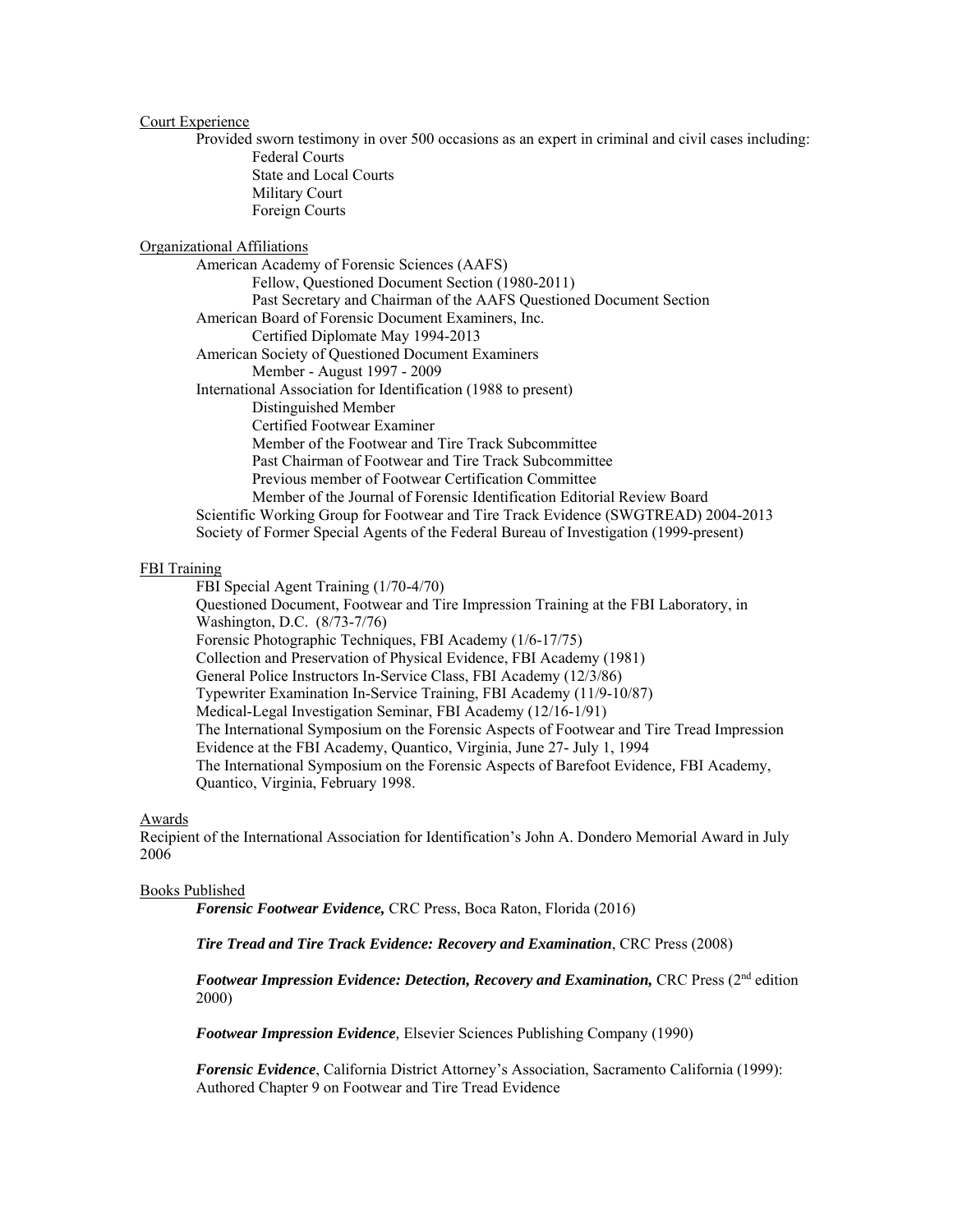## Court Experience

Provided sworn testimony in over 500 occasions as an expert in criminal and civil cases including:

- Federal Courts
- State and Local Courts
- Military Court
- Foreign Courts

## Organizational Affiliations

- American Academy of Forensic Sciences (AAFS)
  - Fellow, Questioned Document Section (1980-2011)
  - Past Secretary and Chairman of the AAFS Questioned Document Section
- American Board of Forensic Document Examiners, Inc.
  - Certified Diplomate May 1994-2013
- American Society of Questioned Document Examiners
  - Member - August 1997 - 2009
- International Association for Identification (1988 to present)
  - Distinguished Member
  - Certified Footwear Examiner
  - Member of the Footwear and Tire Track Subcommittee
  - Past Chairman of Footwear and Tire Track Subcommittee
  - Previous member of Footwear Certification Committee
  - Member of the Journal of Forensic Identification Editorial Review Board
- Scientific Working Group for Footwear and Tire Track Evidence (SWGTREAD) 2004-2013
- Society of Former Special Agents of the Federal Bureau of Investigation (1999-present)

## FBI Training

- FBI Special Agent Training (1/70-4/70)
- Questioned Document, Footwear and Tire Impression Training at the FBI Laboratory, in Washington, D.C. (8/73-7/76)
- Forensic Photographic Techniques, FBI Academy (1/6-17/75)
- Collection and Preservation of Physical Evidence, FBI Academy (1981)
- General Police Instructors In-Service Class, FBI Academy (12/3/86)
- Typewriter Examination In-Service Training, FBI Academy (11/9-10/87)
- Medical-Legal Investigation Seminar, FBI Academy (12/16-1/91)
- The International Symposium on the Forensic Aspects of Footwear and Tire Tread Impression Evidence at the FBI Academy, Quantico, Virginia, June 27- July 1, 1994
- The International Symposium on the Forensic Aspects of Barefoot Evidence, FBI Academy, Quantico, Virginia, February 1998.

## Awards

Recipient of the International Association for Identification's John A. Dondero Memorial Award in July 2006

## Books Published

***Forensic Footwear Evidence,*** CRC Press, Boca Raton, Florida (2016)

***Tire Tread and Tire Track Evidence: Recovery and Examination***, CRC Press (2008)

***Footwear Impression Evidence: Detection, Recovery and Examination,*** CRC Press (2nd edition 2000)

***Footwear Impression Evidence***, Elsevier Sciences Publishing Company (1990)

***Forensic Evidence***, California District Attorney's Association, Sacramento California (1999): Authored Chapter 9 on Footwear and Tire Tread Evidence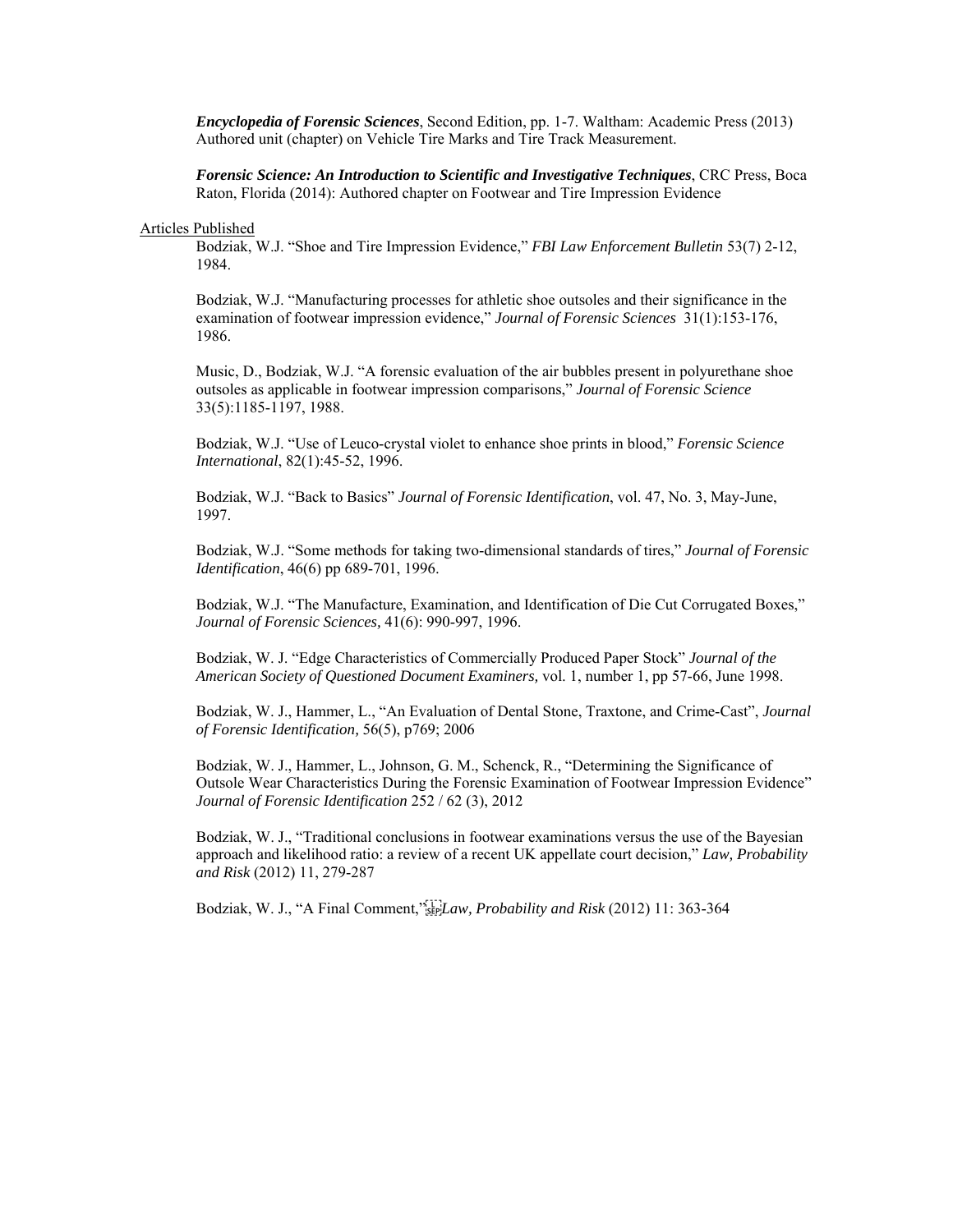***Encyclopedia of Forensic Sciences***, Second Edition, pp. 1-7. Waltham: Academic Press (2013) Authored unit (chapter) on Vehicle Tire Marks and Tire Track Measurement.

***Forensic Science: An Introduction to Scientific and Investigative Techniques***, CRC Press, Boca Raton, Florida (2014): Authored chapter on Footwear and Tire Impression Evidence

Articles Published

Bodziak, W.J. "Shoe and Tire Impression Evidence," *FBI Law Enforcement Bulletin* 53(7) 2-12, 1984.

Bodziak, W.J. "Manufacturing processes for athletic shoe outsoles and their significance in the examination of footwear impression evidence," *Journal of Forensic Sciences* 31(1):153-176, 1986.

Music, D., Bodziak, W.J. "A forensic evaluation of the air bubbles present in polyurethane shoe outsoles as applicable in footwear impression comparisons," *Journal of Forensic Science* 33(5):1185-1197, 1988.

Bodziak, W.J. "Use of Leuco-crystal violet to enhance shoe prints in blood," *Forensic Science International*, 82(1):45-52, 1996.

Bodziak, W.J. "Back to Basics" *Journal of Forensic Identification*, vol. 47, No. 3, May-June, 1997.

Bodziak, W.J. "Some methods for taking two-dimensional standards of tires," *Journal of Forensic Identification*, 46(6) pp 689-701, 1996.

Bodziak, W.J. "The Manufacture, Examination, and Identification of Die Cut Corrugated Boxes," *Journal of Forensic Sciences,* 41(6): 990-997, 1996.

Bodziak, W. J. "Edge Characteristics of Commercially Produced Paper Stock" *Journal of the American Society of Questioned Document Examiners,* vol. 1, number 1, pp 57-66, June 1998.

Bodziak, W. J., Hammer, L., "An Evaluation of Dental Stone, Traxtone, and Crime-Cast", *Journal of Forensic Identification,* 56(5), p769; 2006

Bodziak, W. J., Hammer, L., Johnson, G. M., Schenck, R., "Determining the Significance of Outsole Wear Characteristics During the Forensic Examination of Footwear Impression Evidence" *Journal of Forensic Identification* 252 / 62 (3), 2012

Bodziak, W. J., "Traditional conclusions in footwear examinations versus the use of the Bayesian approach and likelihood ratio: a review of a recent UK appellate court decision," *Law, Probability and Risk* (2012) 11, 279-287

Bodziak, W. J., "A Final Comment," *Law, Probability and Risk* (2012) 11: 363-364